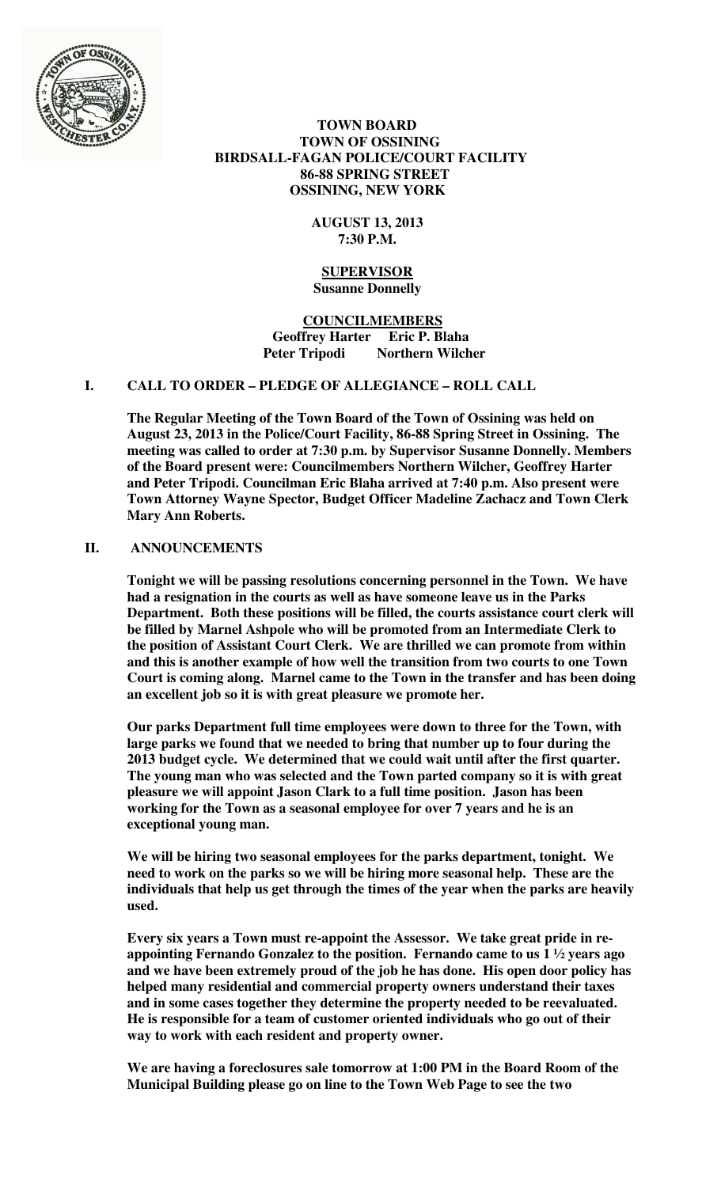**TOWN BOARD**
**TOWN OF OSSINING**
**BIRDSALL-FAGAN POLICE/COURT FACILITY**
**86-88 SPRING STREET**
**OSSINING, NEW YORK**

**AUGUST 13, 2013**
**7:30 P.M.**

**SUPERVISOR**
**Susanne Donnelly**

**COUNCILMEMBERS**
**Geoffrey Harter Eric P. Blaha**
**Peter Tripodi Northern Wilcher**

## I. CALL TO ORDER – PLEDGE OF ALLEGIANCE – ROLL CALL

**The Regular Meeting of the Town Board of the Town of Ossining was held on August 23, 2013 in the Police/Court Facility, 86-88 Spring Street in Ossining. The meeting was called to order at 7:30 p.m. by Supervisor Susanne Donnelly. Members of the Board present were: Councilmembers Northern Wilcher, Geoffrey Harter and Peter Tripodi. Councilman Eric Blaha arrived at 7:40 p.m. Also present were Town Attorney Wayne Spector, Budget Officer Madeline Zachacz and Town Clerk Mary Ann Roberts.**

## II. ANNOUNCEMENTS

**Tonight we will be passing resolutions concerning personnel in the Town. We have had a resignation in the courts as well as have someone leave us in the Parks Department. Both these positions will be filled, the courts assistance court clerk will be filled by Marnel Ashpole who will be promoted from an Intermediate Clerk to the position of Assistant Court Clerk. We are thrilled we can promote from within and this is another example of how well the transition from two courts to one Town Court is coming along. Marnel came to the Town in the transfer and has been doing an excellent job so it is with great pleasure we promote her.**

**Our parks Department full time employees were down to three for the Town, with large parks we found that we needed to bring that number up to four during the 2013 budget cycle. We determined that we could wait until after the first quarter. The young man who was selected and the Town parted company so it is with great pleasure we will appoint Jason Clark to a full time position. Jason has been working for the Town as a seasonal employee for over 7 years and he is an exceptional young man.**

**We will be hiring two seasonal employees for the parks department, tonight. We need to work on the parks so we will be hiring more seasonal help. These are the individuals that help us get through the times of the year when the parks are heavily used.**

**Every six years a Town must re-appoint the Assessor. We take great pride in re-appointing Fernando Gonzalez to the position. Fernando came to us 1 ½ years ago and we have been extremely proud of the job he has done. His open door policy has helped many residential and commercial property owners understand their taxes and in some cases together they determine the property needed to be reevaluated. He is responsible for a team of customer oriented individuals who go out of their way to work with each resident and property owner.**

**We are having a foreclosures sale tomorrow at 1:00 PM in the Board Room of the Municipal Building please go on line to the Town Web Page to see the two**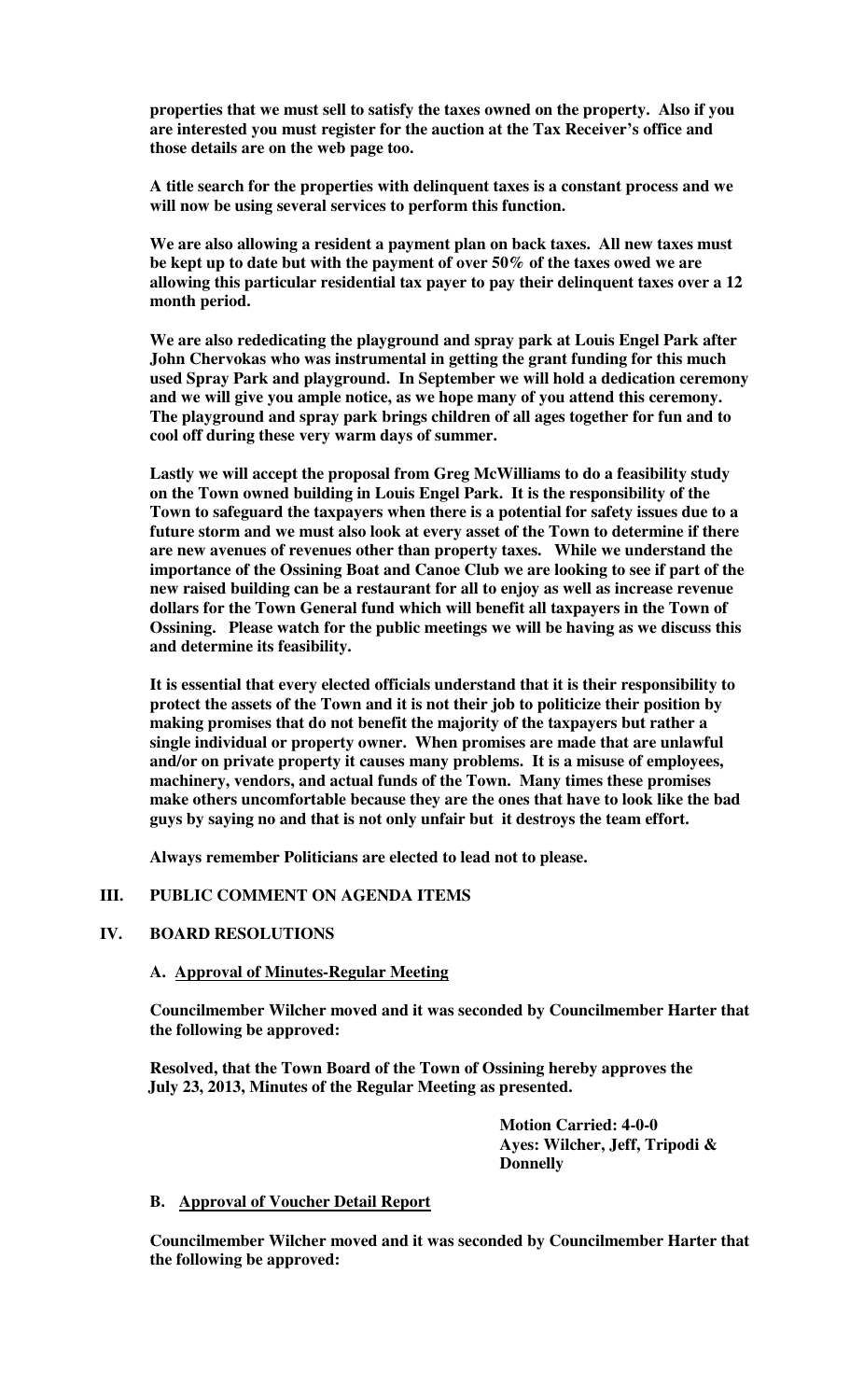**properties that we must sell to satisfy the taxes owned on the property. Also if you are interested you must register for the auction at the Tax Receiver's office and those details are on the web page too.**

**A title search for the properties with delinquent taxes is a constant process and we will now be using several services to perform this function.**

**We are also allowing a resident a payment plan on back taxes. All new taxes must be kept up to date but with the payment of over 50% of the taxes owed we are allowing this particular residential tax payer to pay their delinquent taxes over a 12 month period.**

**We are also rededicating the playground and spray park at Louis Engel Park after John Chervokas who was instrumental in getting the grant funding for this much used Spray Park and playground. In September we will hold a dedication ceremony and we will give you ample notice, as we hope many of you attend this ceremony. The playground and spray park brings children of all ages together for fun and to cool off during these very warm days of summer.**

**Lastly we will accept the proposal from Greg McWilliams to do a feasibility study on the Town owned building in Louis Engel Park. It is the responsibility of the Town to safeguard the taxpayers when there is a potential for safety issues due to a future storm and we must also look at every asset of the Town to determine if there are new avenues of revenues other than property taxes. While we understand the importance of the Ossining Boat and Canoe Club we are looking to see if part of the new raised building can be a restaurant for all to enjoy as well as increase revenue dollars for the Town General fund which will benefit all taxpayers in the Town of Ossining. Please watch for the public meetings we will be having as we discuss this and determine its feasibility.**

**It is essential that every elected officials understand that it is their responsibility to protect the assets of the Town and it is not their job to politicize their position by making promises that do not benefit the majority of the taxpayers but rather a single individual or property owner. When promises are made that are unlawful and/or on private property it causes many problems. It is a misuse of employees, machinery, vendors, and actual funds of the Town. Many times these promises make others uncomfortable because they are the ones that have to look like the bad guys by saying no and that is not only unfair but it destroys the team effort.**

**Always remember Politicians are elected to lead not to please.**

## III. PUBLIC COMMENT ON AGENDA ITEMS

## IV. BOARD RESOLUTIONS

### A. Approval of Minutes-Regular Meeting

**Councilmember Wilcher moved and it was seconded by Councilmember Harter that the following be approved:**

**Resolved, that the Town Board of the Town of Ossining hereby approves the July 23, 2013, Minutes of the Regular Meeting as presented.**

**Motion Carried: 4-0-0**
**Ayes: Wilcher, Jeff, Tripodi & Donnelly**

### B. Approval of Voucher Detail Report

**Councilmember Wilcher moved and it was seconded by Councilmember Harter that the following be approved:**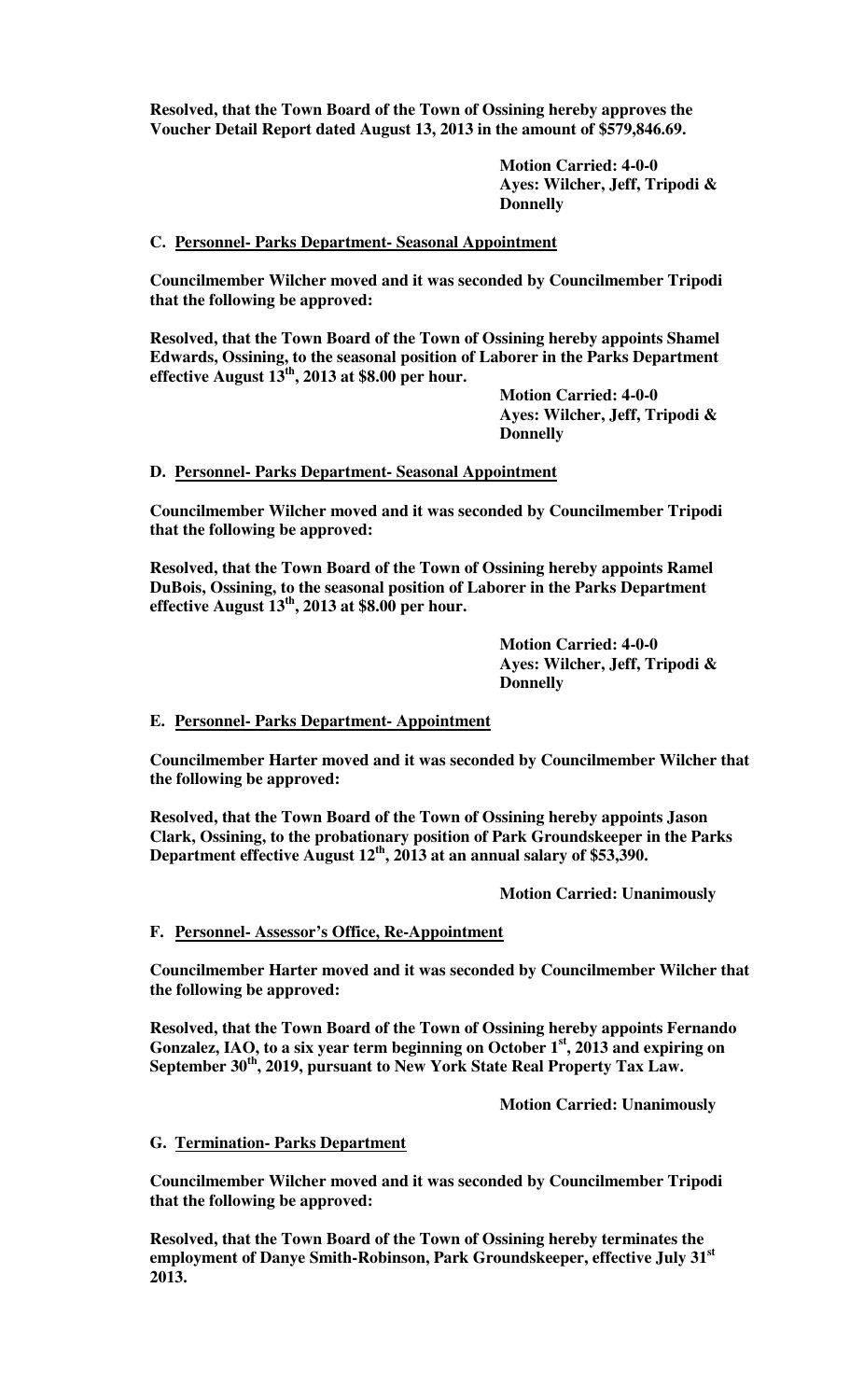**Resolved, that the Town Board of the Town of Ossining hereby approves the Voucher Detail Report dated August 13, 2013 in the amount of $579,846.69.**

**Motion Carried: 4-0-0**
**Ayes: Wilcher, Jeff, Tripodi & Donnelly**

**C. Personnel- Parks Department- Seasonal Appointment**

**Councilmember Wilcher moved and it was seconded by Councilmember Tripodi that the following be approved:**

**Resolved, that the Town Board of the Town of Ossining hereby appoints Shamel Edwards, Ossining, to the seasonal position of Laborer in the Parks Department effective August 13th, 2013 at $8.00 per hour.**

**Motion Carried: 4-0-0**
**Ayes: Wilcher, Jeff, Tripodi & Donnelly**

**D. Personnel- Parks Department- Seasonal Appointment**

**Councilmember Wilcher moved and it was seconded by Councilmember Tripodi that the following be approved:**

**Resolved, that the Town Board of the Town of Ossining hereby appoints Ramel DuBois, Ossining, to the seasonal position of Laborer in the Parks Department effective August 13th, 2013 at $8.00 per hour.**

**Motion Carried: 4-0-0**
**Ayes: Wilcher, Jeff, Tripodi & Donnelly**

**E. Personnel- Parks Department- Appointment**

**Councilmember Harter moved and it was seconded by Councilmember Wilcher that the following be approved:**

**Resolved, that the Town Board of the Town of Ossining hereby appoints Jason Clark, Ossining, to the probationary position of Park Groundskeeper in the Parks Department effective August 12th, 2013 at an annual salary of $53,390.**

**Motion Carried: Unanimously**

**F. Personnel- Assessor's Office, Re-Appointment**

**Councilmember Harter moved and it was seconded by Councilmember Wilcher that the following be approved:**

**Resolved, that the Town Board of the Town of Ossining hereby appoints Fernando Gonzalez, IAO, to a six year term beginning on October 1st, 2013 and expiring on September 30th, 2019, pursuant to New York State Real Property Tax Law.**

**Motion Carried: Unanimously**

**G. Termination- Parks Department**

**Councilmember Wilcher moved and it was seconded by Councilmember Tripodi that the following be approved:**

**Resolved, that the Town Board of the Town of Ossining hereby terminates the employment of Danye Smith-Robinson, Park Groundskeeper, effective July 31st 2013.**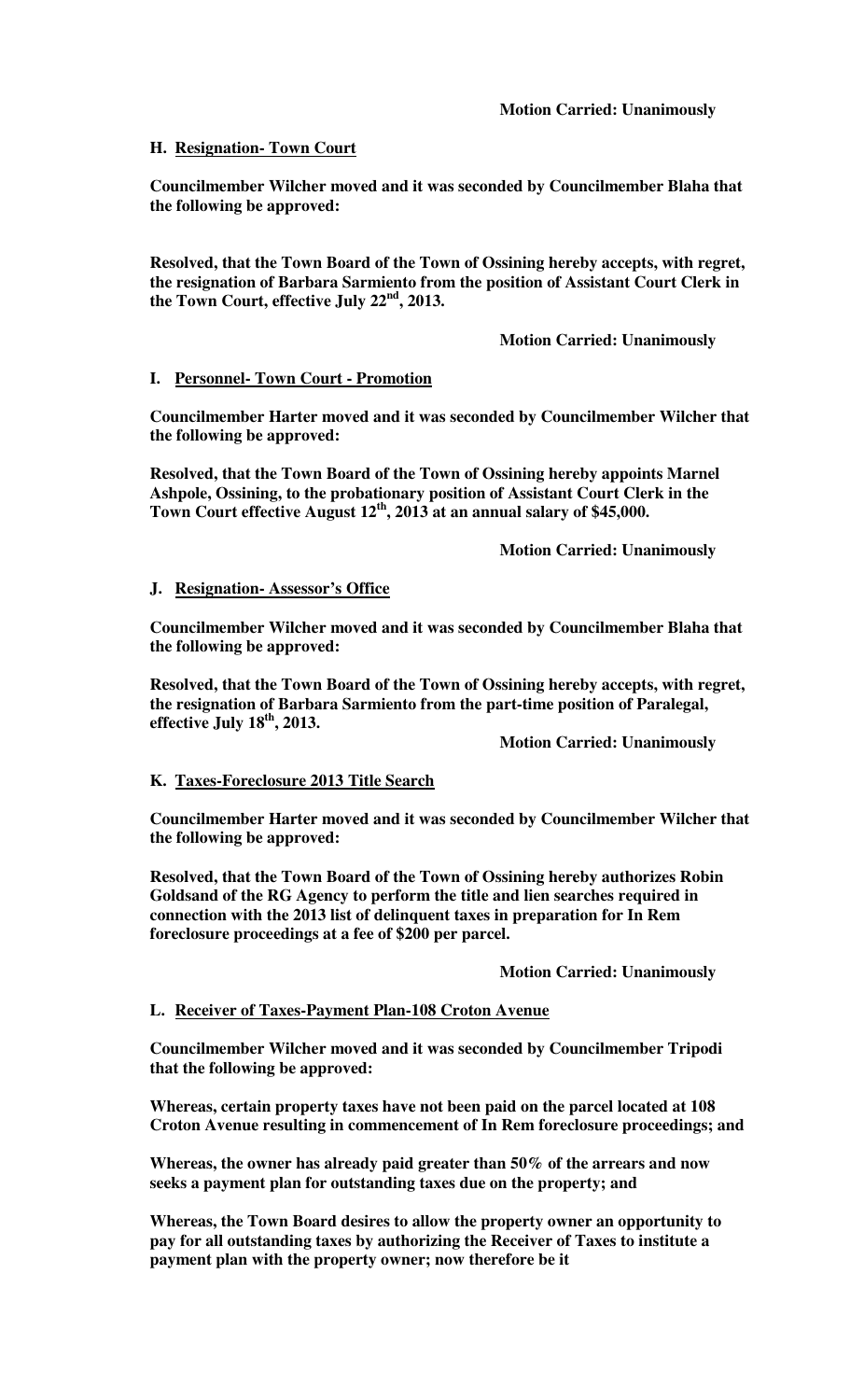**Motion Carried: Unanimously**

**H. Resignation- Town Court**

**Councilmember Wilcher moved and it was seconded by Councilmember Blaha that the following be approved:**

**Resolved, that the Town Board of the Town of Ossining hereby accepts, with regret, the resignation of Barbara Sarmiento from the position of Assistant Court Clerk in the Town Court, effective July 22nd, 2013.**

**Motion Carried: Unanimously**

**I. Personnel- Town Court - Promotion**

**Councilmember Harter moved and it was seconded by Councilmember Wilcher that the following be approved:**

**Resolved, that the Town Board of the Town of Ossining hereby appoints Marnel Ashpole, Ossining, to the probationary position of Assistant Court Clerk in the Town Court effective August 12th, 2013 at an annual salary of $45,000.**

**Motion Carried: Unanimously**

**J. Resignation- Assessor's Office**

**Councilmember Wilcher moved and it was seconded by Councilmember Blaha that the following be approved:**

**Resolved, that the Town Board of the Town of Ossining hereby accepts, with regret, the resignation of Barbara Sarmiento from the part-time position of Paralegal, effective July 18th, 2013.**

**Motion Carried: Unanimously**

**K. Taxes-Foreclosure 2013 Title Search**

**Councilmember Harter moved and it was seconded by Councilmember Wilcher that the following be approved:**

**Resolved, that the Town Board of the Town of Ossining hereby authorizes Robin Goldsand of the RG Agency to perform the title and lien searches required in connection with the 2013 list of delinquent taxes in preparation for In Rem foreclosure proceedings at a fee of $200 per parcel.**

**Motion Carried: Unanimously**

**L. Receiver of Taxes-Payment Plan-108 Croton Avenue**

**Councilmember Wilcher moved and it was seconded by Councilmember Tripodi that the following be approved:**

**Whereas, certain property taxes have not been paid on the parcel located at 108 Croton Avenue resulting in commencement of In Rem foreclosure proceedings; and**

**Whereas, the owner has already paid greater than 50% of the arrears and now seeks a payment plan for outstanding taxes due on the property; and**

**Whereas, the Town Board desires to allow the property owner an opportunity to pay for all outstanding taxes by authorizing the Receiver of Taxes to institute a payment plan with the property owner; now therefore be it**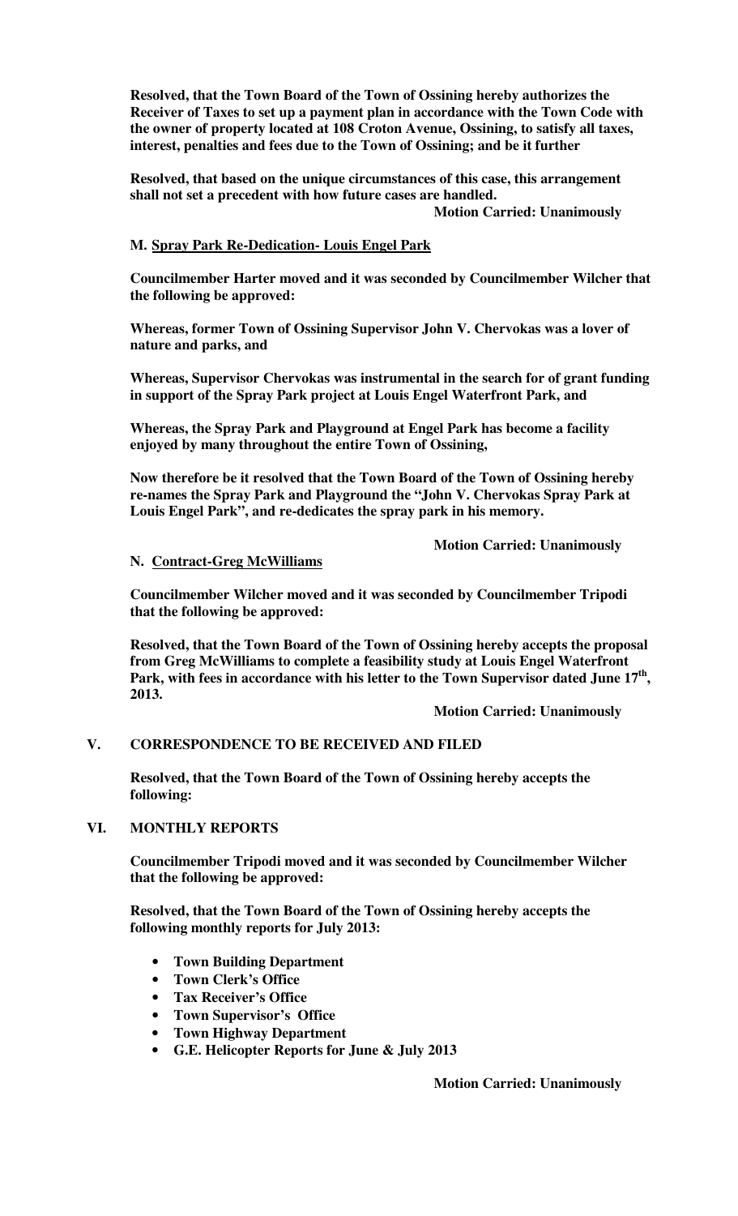**Resolved, that the Town Board of the Town of Ossining hereby authorizes the Receiver of Taxes to set up a payment plan in accordance with the Town Code with the owner of property located at 108 Croton Avenue, Ossining, to satisfy all taxes, interest, penalties and fees due to the Town of Ossining; and be it further**

**Resolved, that based on the unique circumstances of this case, this arrangement shall not set a precedent with how future cases are handled.**

**Motion Carried: Unanimously**

**M. <u>Spray Park Re-Dedication- Louis Engel Park</u>**

**Councilmember Harter moved and it was seconded by Councilmember Wilcher that the following be approved:**

**Whereas, former Town of Ossining Supervisor John V. Chervokas was a lover of nature and parks, and**

**Whereas, Supervisor Chervokas was instrumental in the search for of grant funding in support of the Spray Park project at Louis Engel Waterfront Park, and**

**Whereas, the Spray Park and Playground at Engel Park has become a facility enjoyed by many throughout the entire Town of Ossining,**

**Now therefore be it resolved that the Town Board of the Town of Ossining hereby re-names the Spray Park and Playground the "John V. Chervokas Spray Park at Louis Engel Park", and re-dedicates the spray park in his memory.**

**Motion Carried: Unanimously**

**N. <u>Contract-Greg McWilliams</u>**

**Councilmember Wilcher moved and it was seconded by Councilmember Tripodi that the following be approved:**

**Resolved, that the Town Board of the Town of Ossining hereby accepts the proposal from Greg McWilliams to complete a feasibility study at Louis Engel Waterfront Park, with fees in accordance with his letter to the Town Supervisor dated June 17th, 2013.**

**Motion Carried: Unanimously**

## V. CORRESPONDENCE TO BE RECEIVED AND FILED

**Resolved, that the Town Board of the Town of Ossining hereby accepts the following:**

## VI. MONTHLY REPORTS

**Councilmember Tripodi moved and it was seconded by Councilmember Wilcher that the following be approved:**

**Resolved, that the Town Board of the Town of Ossining hereby accepts the following monthly reports for July 2013:**

- **Town Building Department**
- **Town Clerk's Office**
- **Tax Receiver's Office**
- **Town Supervisor's Office**
- **Town Highway Department**
- **G.E. Helicopter Reports for June & July 2013**

**Motion Carried: Unanimously**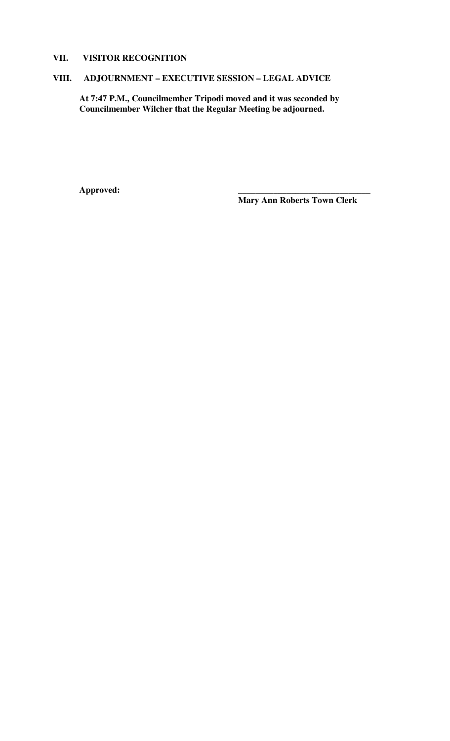## VII. VISITOR RECOGNITION

## VIII. ADJOURNMENT – EXECUTIVE SESSION – LEGAL ADVICE

**At 7:47 P.M., Councilmember Tripodi moved and it was seconded by Councilmember Wilcher that the Regular Meeting be adjourned.**

**Approved:** ______________________________

**Mary Ann Roberts Town Clerk**